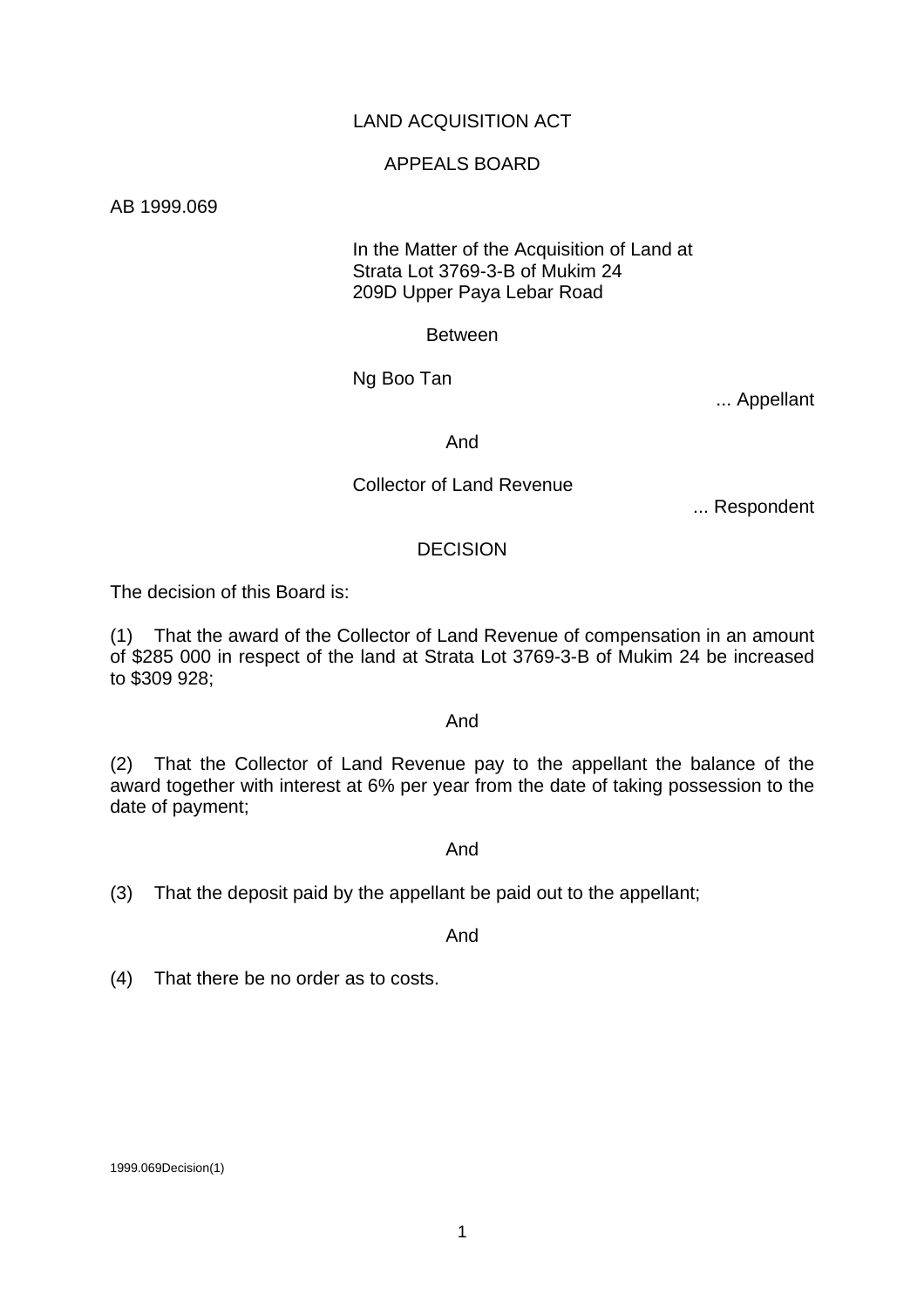LAND ACQUISITION ACT

APPEALS BOARD

AB 1999.069

In the Matter of the Acquisition of Land at
Strata Lot 3769-3-B of Mukim 24
209D Upper Paya Lebar Road

Between

Ng Boo Tan

... Appellant

And

Collector of Land Revenue

... Respondent

## DECISION

The decision of this Board is:

(1) That the award of the Collector of Land Revenue of compensation in an amount of $285 000 in respect of the land at Strata Lot 3769-3-B of Mukim 24 be increased to $309 928;

And

(2) That the Collector of Land Revenue pay to the appellant the balance of the award together with interest at 6% per year from the date of taking possession to the date of payment;

And

(3) That the deposit paid by the appellant be paid out to the appellant;

And

(4) That there be no order as to costs.

1999.069Decision(1)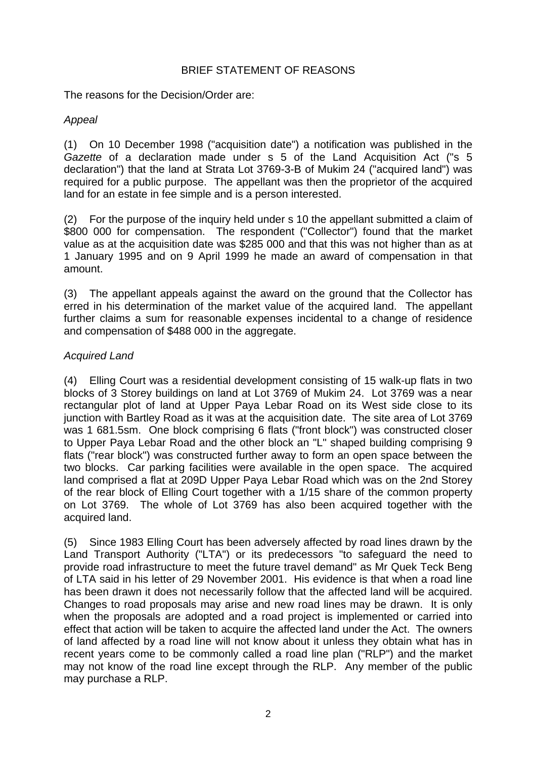# BRIEF STATEMENT OF REASONS

The reasons for the Decision/Order are:

*Appeal*

(1) On 10 December 1998 ("acquisition date") a notification was published in the *Gazette* of a declaration made under s 5 of the Land Acquisition Act ("s 5 declaration") that the land at Strata Lot 3769-3-B of Mukim 24 ("acquired land") was required for a public purpose. The appellant was then the proprietor of the acquired land for an estate in fee simple and is a person interested.

(2) For the purpose of the inquiry held under s 10 the appellant submitted a claim of \$800 000 for compensation. The respondent ("Collector") found that the market value as at the acquisition date was \$285 000 and that this was not higher than as at 1 January 1995 and on 9 April 1999 he made an award of compensation in that amount.

(3) The appellant appeals against the award on the ground that the Collector has erred in his determination of the market value of the acquired land. The appellant further claims a sum for reasonable expenses incidental to a change of residence and compensation of \$488 000 in the aggregate.

*Acquired Land*

(4) Elling Court was a residential development consisting of 15 walk-up flats in two blocks of 3 Storey buildings on land at Lot 3769 of Mukim 24. Lot 3769 was a near rectangular plot of land at Upper Paya Lebar Road on its West side close to its junction with Bartley Road as it was at the acquisition date. The site area of Lot 3769 was 1 681.5sm. One block comprising 6 flats ("front block") was constructed closer to Upper Paya Lebar Road and the other block an "L" shaped building comprising 9 flats ("rear block") was constructed further away to form an open space between the two blocks. Car parking facilities were available in the open space. The acquired land comprised a flat at 209D Upper Paya Lebar Road which was on the 2nd Storey of the rear block of Elling Court together with a 1/15 share of the common property on Lot 3769. The whole of Lot 3769 has also been acquired together with the acquired land.

(5) Since 1983 Elling Court has been adversely affected by road lines drawn by the Land Transport Authority ("LTA") or its predecessors "to safeguard the need to provide road infrastructure to meet the future travel demand" as Mr Quek Teck Beng of LTA said in his letter of 29 November 2001. His evidence is that when a road line has been drawn it does not necessarily follow that the affected land will be acquired. Changes to road proposals may arise and new road lines may be drawn. It is only when the proposals are adopted and a road project is implemented or carried into effect that action will be taken to acquire the affected land under the Act. The owners of land affected by a road line will not know about it unless they obtain what has in recent years come to be commonly called a road line plan ("RLP") and the market may not know of the road line except through the RLP. Any member of the public may purchase a RLP.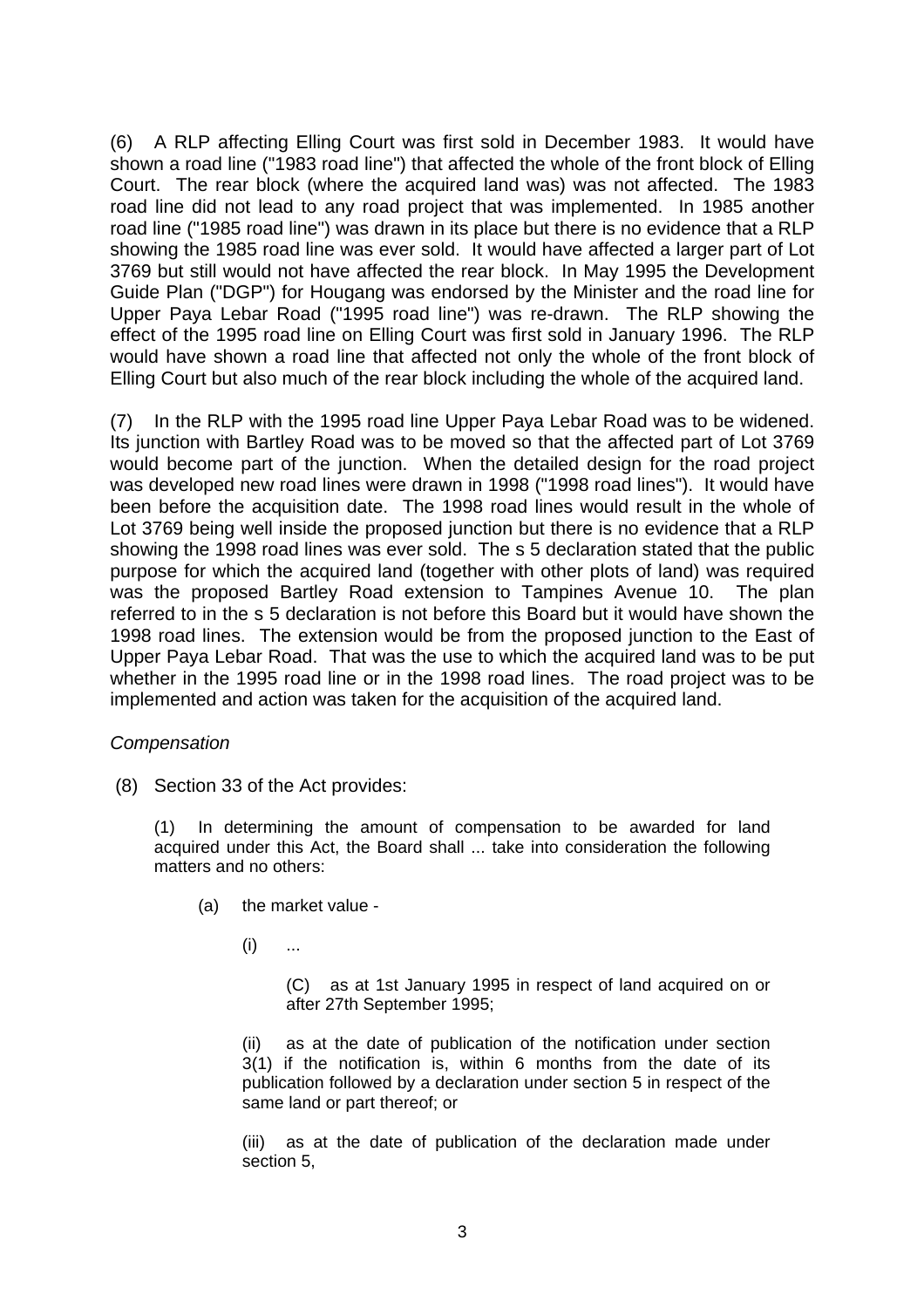(6) A RLP affecting Elling Court was first sold in December 1983. It would have shown a road line ("1983 road line") that affected the whole of the front block of Elling Court. The rear block (where the acquired land was) was not affected. The 1983 road line did not lead to any road project that was implemented. In 1985 another road line ("1985 road line") was drawn in its place but there is no evidence that a RLP showing the 1985 road line was ever sold. It would have affected a larger part of Lot 3769 but still would not have affected the rear block. In May 1995 the Development Guide Plan ("DGP") for Hougang was endorsed by the Minister and the road line for Upper Paya Lebar Road ("1995 road line") was re-drawn. The RLP showing the effect of the 1995 road line on Elling Court was first sold in January 1996. The RLP would have shown a road line that affected not only the whole of the front block of Elling Court but also much of the rear block including the whole of the acquired land.

(7) In the RLP with the 1995 road line Upper Paya Lebar Road was to be widened. Its junction with Bartley Road was to be moved so that the affected part of Lot 3769 would become part of the junction. When the detailed design for the road project was developed new road lines were drawn in 1998 ("1998 road lines"). It would have been before the acquisition date. The 1998 road lines would result in the whole of Lot 3769 being well inside the proposed junction but there is no evidence that a RLP showing the 1998 road lines was ever sold. The s 5 declaration stated that the public purpose for which the acquired land (together with other plots of land) was required was the proposed Bartley Road extension to Tampines Avenue 10. The plan referred to in the s 5 declaration is not before this Board but it would have shown the 1998 road lines. The extension would be from the proposed junction to the East of Upper Paya Lebar Road. That was the use to which the acquired land was to be put whether in the 1995 road line or in the 1998 road lines. The road project was to be implemented and action was taken for the acquisition of the acquired land.

*Compensation*

(8) Section 33 of the Act provides:

> (1) In determining the amount of compensation to be awarded for land acquired under this Act, the Board shall ... take into consideration the following matters and no others:
>
> (a) the market value -
>
> (i) ...
>
> (C) as at 1st January 1995 in respect of land acquired on or after 27th September 1995;
>
> (ii) as at the date of publication of the notification under section 3(1) if the notification is, within 6 months from the date of its publication followed by a declaration under section 5 in respect of the same land or part thereof; or
>
> (iii) as at the date of publication of the declaration made under section 5,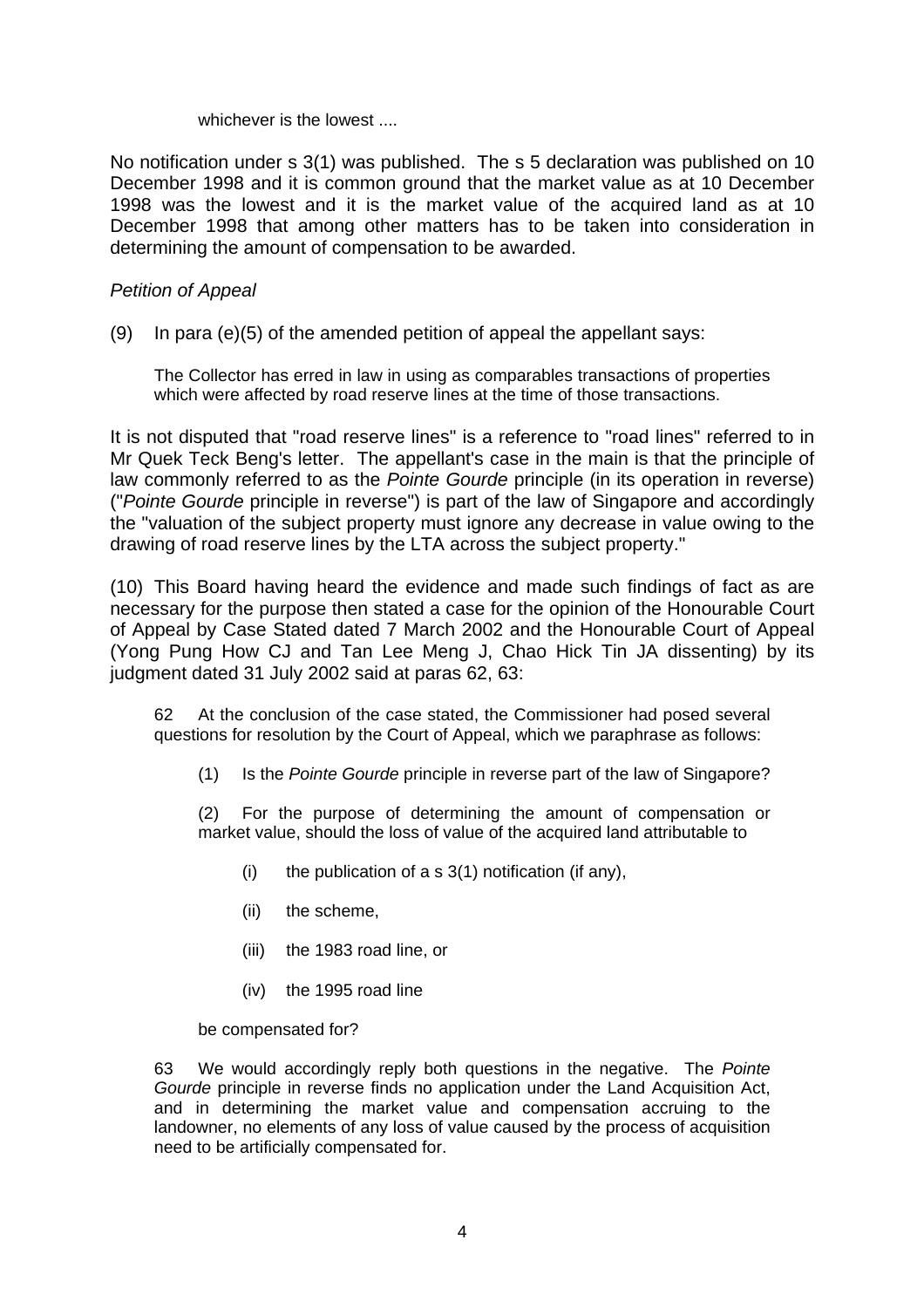whichever is the lowest ....

No notification under s 3(1) was published. The s 5 declaration was published on 10 December 1998 and it is common ground that the market value as at 10 December 1998 was the lowest and it is the market value of the acquired land as at 10 December 1998 that among other matters has to be taken into consideration in determining the amount of compensation to be awarded.

*Petition of Appeal*

(9) In para (e)(5) of the amended petition of appeal the appellant says:

> The Collector has erred in law in using as comparables transactions of properties which were affected by road reserve lines at the time of those transactions.

It is not disputed that "road reserve lines" is a reference to "road lines" referred to in Mr Quek Teck Beng's letter. The appellant's case in the main is that the principle of law commonly referred to as the *Pointe Gourde* principle (in its operation in reverse) ("*Pointe Gourde* principle in reverse") is part of the law of Singapore and accordingly the "valuation of the subject property must ignore any decrease in value owing to the drawing of road reserve lines by the LTA across the subject property."

(10) This Board having heard the evidence and made such findings of fact as are necessary for the purpose then stated a case for the opinion of the Honourable Court of Appeal by Case Stated dated 7 March 2002 and the Honourable Court of Appeal (Yong Pung How CJ and Tan Lee Meng J, Chao Hick Tin JA dissenting) by its judgment dated 31 July 2002 said at paras 62, 63:

> 62 At the conclusion of the case stated, the Commissioner had posed several questions for resolution by the Court of Appeal, which we paraphrase as follows:
>
> (1) Is the *Pointe Gourde* principle in reverse part of the law of Singapore?
>
> (2) For the purpose of determining the amount of compensation or market value, should the loss of value of the acquired land attributable to
>
> (i) the publication of a s 3(1) notification (if any),
>
> (ii) the scheme,
>
> (iii) the 1983 road line, or
>
> (iv) the 1995 road line
>
> be compensated for?
>
> 63 We would accordingly reply both questions in the negative. The *Pointe Gourde* principle in reverse finds no application under the Land Acquisition Act, and in determining the market value and compensation accruing to the landowner, no elements of any loss of value caused by the process of acquisition need to be artificially compensated for.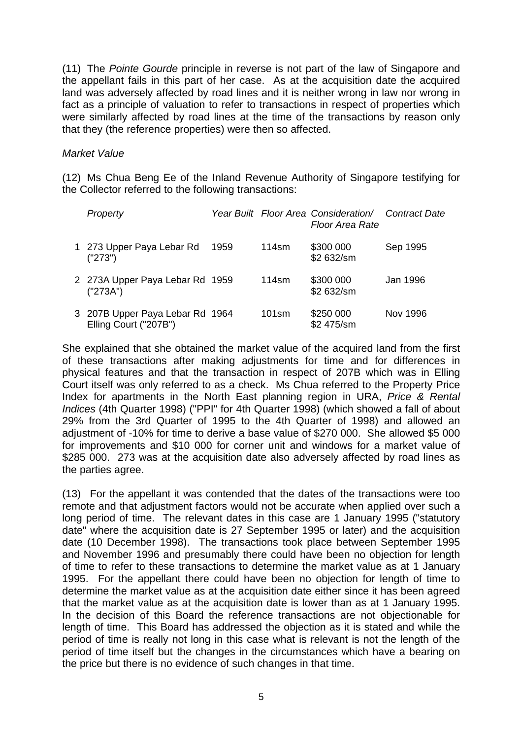(11) The *Pointe Gourde* principle in reverse is not part of the law of Singapore and the appellant fails in this part of her case. As at the acquisition date the acquired land was adversely affected by road lines and it is neither wrong in law nor wrong in fact as a principle of valuation to refer to transactions in respect of properties which were similarly affected by road lines at the time of the transactions by reason only that they (the reference properties) were then so affected.

*Market Value*

(12) Ms Chua Beng Ee of the Inland Revenue Authority of Singapore testifying for the Collector referred to the following transactions:

| | *Property* | *Year Built* | *Floor Area* | *Consideration/ Floor Area Rate* | *Contract Date* |
|---|---|---|---|---|---|
| 1 | 273 Upper Paya Lebar Rd ("273") | 1959 | 114sm | \$300 000 \$2 632/sm | Sep 1995 |
| 2 | 273A Upper Paya Lebar Rd ("273A") | 1959 | 114sm | \$300 000 \$2 632/sm | Jan 1996 |
| 3 | 207B Upper Paya Lebar Rd Elling Court ("207B") | 1964 | 101sm | \$250 000 \$2 475/sm | Nov 1996 |

She explained that she obtained the market value of the acquired land from the first of these transactions after making adjustments for time and for differences in physical features and that the transaction in respect of 207B which was in Elling Court itself was only referred to as a check. Ms Chua referred to the Property Price Index for apartments in the North East planning region in URA, *Price & Rental Indices* (4th Quarter 1998) ("PPI" for 4th Quarter 1998) (which showed a fall of about 29% from the 3rd Quarter of 1995 to the 4th Quarter of 1998) and allowed an adjustment of -10% for time to derive a base value of \$270 000. She allowed \$5 000 for improvements and \$10 000 for corner unit and windows for a market value of \$285 000. 273 was at the acquisition date also adversely affected by road lines as the parties agree.

(13) For the appellant it was contended that the dates of the transactions were too remote and that adjustment factors would not be accurate when applied over such a long period of time. The relevant dates in this case are 1 January 1995 ("statutory date" where the acquisition date is 27 September 1995 or later) and the acquisition date (10 December 1998). The transactions took place between September 1995 and November 1996 and presumably there could have been no objection for length of time to refer to these transactions to determine the market value as at 1 January 1995. For the appellant there could have been no objection for length of time to determine the market value as at the acquisition date either since it has been agreed that the market value as at the acquisition date is lower than as at 1 January 1995. In the decision of this Board the reference transactions are not objectionable for length of time. This Board has addressed the objection as it is stated and while the period of time is really not long in this case what is relevant is not the length of the period of time itself but the changes in the circumstances which have a bearing on the price but there is no evidence of such changes in that time.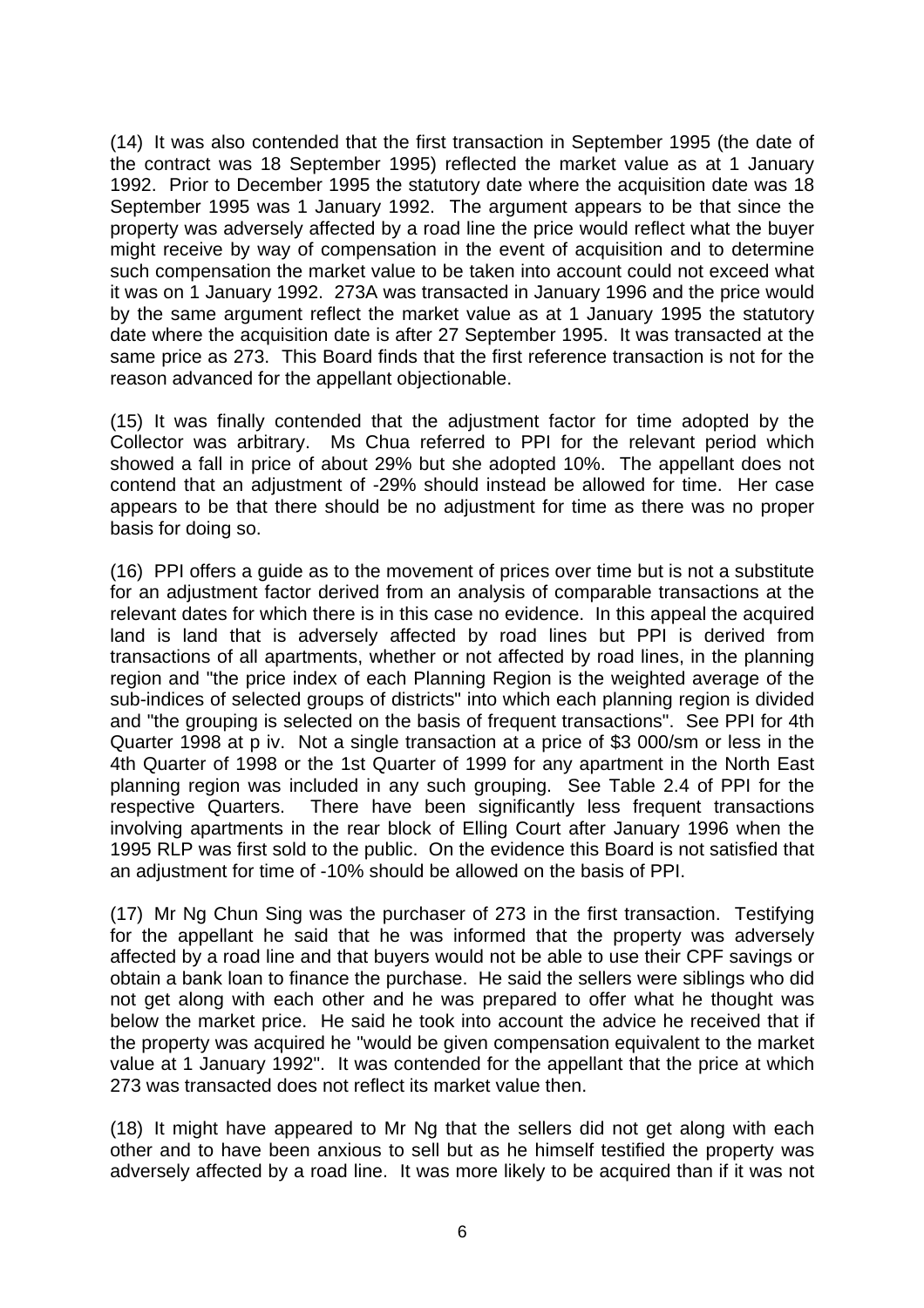(14) It was also contended that the first transaction in September 1995 (the date of the contract was 18 September 1995) reflected the market value as at 1 January 1992. Prior to December 1995 the statutory date where the acquisition date was 18 September 1995 was 1 January 1992. The argument appears to be that since the property was adversely affected by a road line the price would reflect what the buyer might receive by way of compensation in the event of acquisition and to determine such compensation the market value to be taken into account could not exceed what it was on 1 January 1992. 273A was transacted in January 1996 and the price would by the same argument reflect the market value as at 1 January 1995 the statutory date where the acquisition date is after 27 September 1995. It was transacted at the same price as 273. This Board finds that the first reference transaction is not for the reason advanced for the appellant objectionable.

(15) It was finally contended that the adjustment factor for time adopted by the Collector was arbitrary. Ms Chua referred to PPI for the relevant period which showed a fall in price of about 29% but she adopted 10%. The appellant does not contend that an adjustment of -29% should instead be allowed for time. Her case appears to be that there should be no adjustment for time as there was no proper basis for doing so.

(16) PPI offers a guide as to the movement of prices over time but is not a substitute for an adjustment factor derived from an analysis of comparable transactions at the relevant dates for which there is in this case no evidence. In this appeal the acquired land is land that is adversely affected by road lines but PPI is derived from transactions of all apartments, whether or not affected by road lines, in the planning region and "the price index of each Planning Region is the weighted average of the sub-indices of selected groups of districts" into which each planning region is divided and "the grouping is selected on the basis of frequent transactions". See PPI for 4th Quarter 1998 at p iv. Not a single transaction at a price of $3 000/sm or less in the 4th Quarter of 1998 or the 1st Quarter of 1999 for any apartment in the North East planning region was included in any such grouping. See Table 2.4 of PPI for the respective Quarters. There have been significantly less frequent transactions involving apartments in the rear block of Elling Court after January 1996 when the 1995 RLP was first sold to the public. On the evidence this Board is not satisfied that an adjustment for time of -10% should be allowed on the basis of PPI.

(17) Mr Ng Chun Sing was the purchaser of 273 in the first transaction. Testifying for the appellant he said that he was informed that the property was adversely affected by a road line and that buyers would not be able to use their CPF savings or obtain a bank loan to finance the purchase. He said the sellers were siblings who did not get along with each other and he was prepared to offer what he thought was below the market price. He said he took into account the advice he received that if the property was acquired he "would be given compensation equivalent to the market value at 1 January 1992". It was contended for the appellant that the price at which 273 was transacted does not reflect its market value then.

(18) It might have appeared to Mr Ng that the sellers did not get along with each other and to have been anxious to sell but as he himself testified the property was adversely affected by a road line. It was more likely to be acquired than if it was not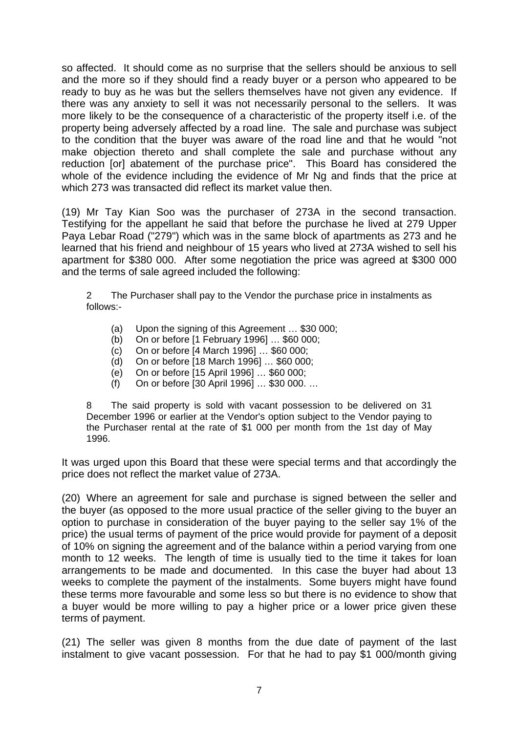so affected. It should come as no surprise that the sellers should be anxious to sell and the more so if they should find a ready buyer or a person who appeared to be ready to buy as he was but the sellers themselves have not given any evidence. If there was any anxiety to sell it was not necessarily personal to the sellers. It was more likely to be the consequence of a characteristic of the property itself i.e. of the property being adversely affected by a road line. The sale and purchase was subject to the condition that the buyer was aware of the road line and that he would "not make objection thereto and shall complete the sale and purchase without any reduction [or] abatement of the purchase price". This Board has considered the whole of the evidence including the evidence of Mr Ng and finds that the price at which 273 was transacted did reflect its market value then.

(19) Mr Tay Kian Soo was the purchaser of 273A in the second transaction. Testifying for the appellant he said that before the purchase he lived at 279 Upper Paya Lebar Road ("279") which was in the same block of apartments as 273 and he learned that his friend and neighbour of 15 years who lived at 273A wished to sell his apartment for $380 000. After some negotiation the price was agreed at $300 000 and the terms of sale agreed included the following:

> 2 The Purchaser shall pay to the Vendor the purchase price in instalments as follows:-
>
> (a) Upon the signing of this Agreement … $30 000;
> (b) On or before [1 February 1996] … $60 000;
> (c) On or before [4 March 1996] … $60 000;
> (d) On or before [18 March 1996] … $60 000;
> (e) On or before [15 April 1996] … $60 000;
> (f) On or before [30 April 1996] … $30 000. …
>
> 8 The said property is sold with vacant possession to be delivered on 31 December 1996 or earlier at the Vendor's option subject to the Vendor paying to the Purchaser rental at the rate of $1 000 per month from the 1st day of May 1996.

It was urged upon this Board that these were special terms and that accordingly the price does not reflect the market value of 273A.

(20) Where an agreement for sale and purchase is signed between the seller and the buyer (as opposed to the more usual practice of the seller giving to the buyer an option to purchase in consideration of the buyer paying to the seller say 1% of the price) the usual terms of payment of the price would provide for payment of a deposit of 10% on signing the agreement and of the balance within a period varying from one month to 12 weeks. The length of time is usually tied to the time it takes for loan arrangements to be made and documented. In this case the buyer had about 13 weeks to complete the payment of the instalments. Some buyers might have found these terms more favourable and some less so but there is no evidence to show that a buyer would be more willing to pay a higher price or a lower price given these terms of payment.

(21) The seller was given 8 months from the due date of payment of the last instalment to give vacant possession. For that he had to pay $1 000/month giving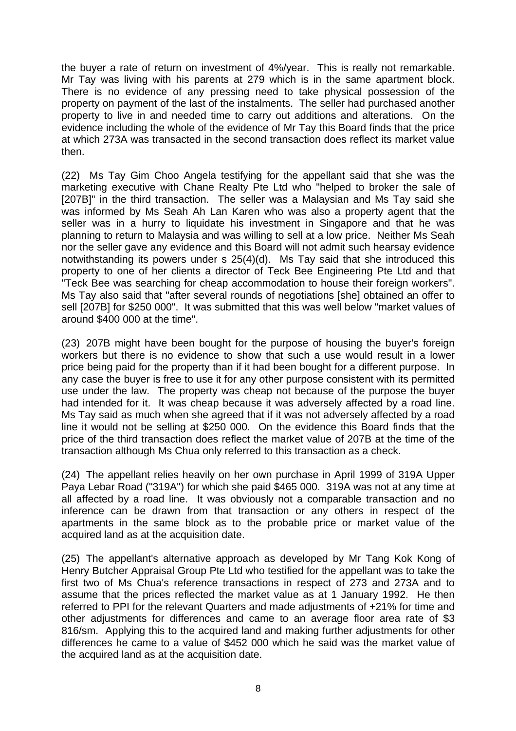the buyer a rate of return on investment of 4%/year. This is really not remarkable. Mr Tay was living with his parents at 279 which is in the same apartment block. There is no evidence of any pressing need to take physical possession of the property on payment of the last of the instalments. The seller had purchased another property to live in and needed time to carry out additions and alterations. On the evidence including the whole of the evidence of Mr Tay this Board finds that the price at which 273A was transacted in the second transaction does reflect its market value then.

(22) Ms Tay Gim Choo Angela testifying for the appellant said that she was the marketing executive with Chane Realty Pte Ltd who "helped to broker the sale of [207B]" in the third transaction. The seller was a Malaysian and Ms Tay said she was informed by Ms Seah Ah Lan Karen who was also a property agent that the seller was in a hurry to liquidate his investment in Singapore and that he was planning to return to Malaysia and was willing to sell at a low price. Neither Ms Seah nor the seller gave any evidence and this Board will not admit such hearsay evidence notwithstanding its powers under s 25(4)(d). Ms Tay said that she introduced this property to one of her clients a director of Teck Bee Engineering Pte Ltd and that "Teck Bee was searching for cheap accommodation to house their foreign workers". Ms Tay also said that "after several rounds of negotiations [she] obtained an offer to sell [207B] for $250 000". It was submitted that this was well below "market values of around $400 000 at the time".

(23) 207B might have been bought for the purpose of housing the buyer's foreign workers but there is no evidence to show that such a use would result in a lower price being paid for the property than if it had been bought for a different purpose. In any case the buyer is free to use it for any other purpose consistent with its permitted use under the law. The property was cheap not because of the purpose the buyer had intended for it. It was cheap because it was adversely affected by a road line. Ms Tay said as much when she agreed that if it was not adversely affected by a road line it would not be selling at $250 000. On the evidence this Board finds that the price of the third transaction does reflect the market value of 207B at the time of the transaction although Ms Chua only referred to this transaction as a check.

(24) The appellant relies heavily on her own purchase in April 1999 of 319A Upper Paya Lebar Road ("319A") for which she paid $465 000. 319A was not at any time at all affected by a road line. It was obviously not a comparable transaction and no inference can be drawn from that transaction or any others in respect of the apartments in the same block as to the probable price or market value of the acquired land as at the acquisition date.

(25) The appellant's alternative approach as developed by Mr Tang Kok Kong of Henry Butcher Appraisal Group Pte Ltd who testified for the appellant was to take the first two of Ms Chua's reference transactions in respect of 273 and 273A and to assume that the prices reflected the market value as at 1 January 1992. He then referred to PPI for the relevant Quarters and made adjustments of +21% for time and other adjustments for differences and came to an average floor area rate of $3 816/sm. Applying this to the acquired land and making further adjustments for other differences he came to a value of $452 000 which he said was the market value of the acquired land as at the acquisition date.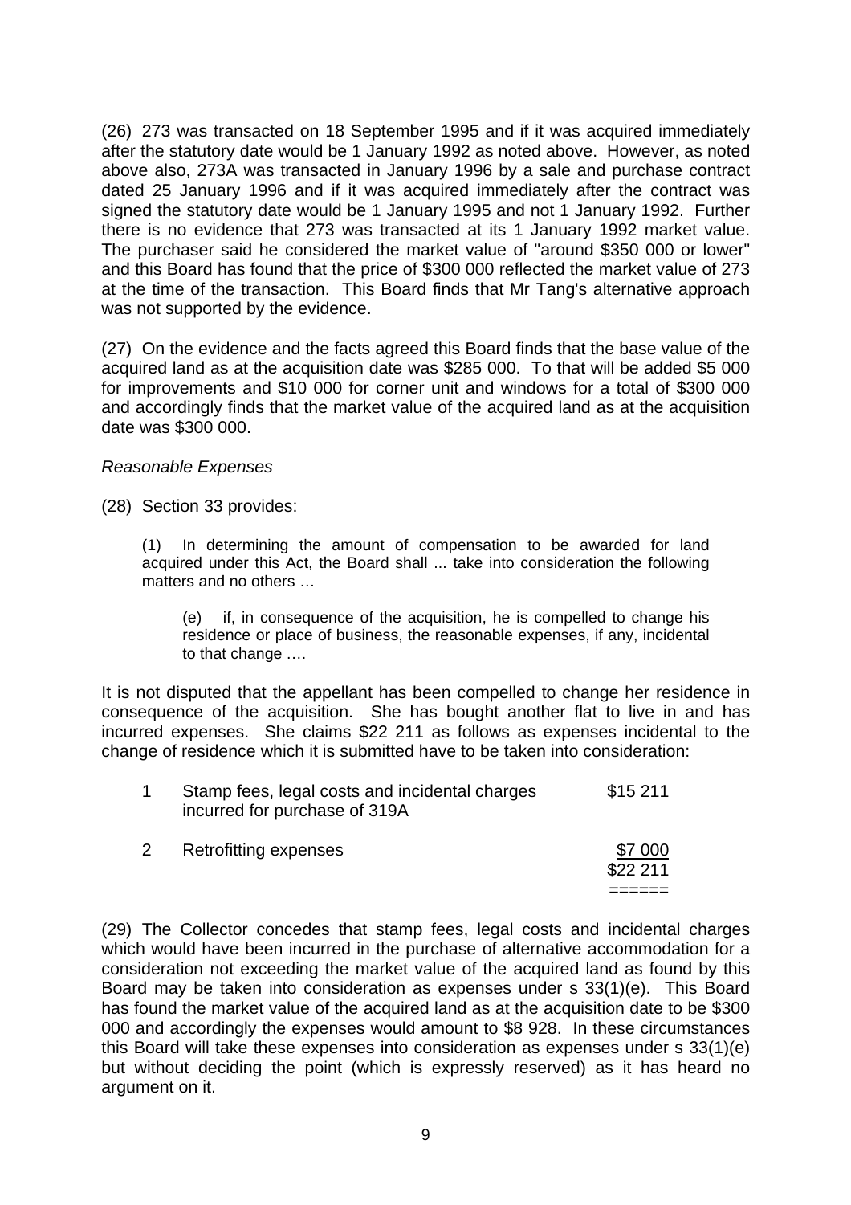(26) 273 was transacted on 18 September 1995 and if it was acquired immediately after the statutory date would be 1 January 1992 as noted above. However, as noted above also, 273A was transacted in January 1996 by a sale and purchase contract dated 25 January 1996 and if it was acquired immediately after the contract was signed the statutory date would be 1 January 1995 and not 1 January 1992. Further there is no evidence that 273 was transacted at its 1 January 1992 market value. The purchaser said he considered the market value of "around $350 000 or lower" and this Board has found that the price of $300 000 reflected the market value of 273 at the time of the transaction. This Board finds that Mr Tang's alternative approach was not supported by the evidence.

(27) On the evidence and the facts agreed this Board finds that the base value of the acquired land as at the acquisition date was $285 000. To that will be added $5 000 for improvements and $10 000 for corner unit and windows for a total of $300 000 and accordingly finds that the market value of the acquired land as at the acquisition date was $300 000.

*Reasonable Expenses*

(28) Section 33 provides:

> (1) In determining the amount of compensation to be awarded for land acquired under this Act, the Board shall ... take into consideration the following matters and no others …
>
> > (e) if, in consequence of the acquisition, he is compelled to change his residence or place of business, the reasonable expenses, if any, incidental to that change ….

It is not disputed that the appellant has been compelled to change her residence in consequence of the acquisition. She has bought another flat to live in and has incurred expenses. She claims $22 211 as follows as expenses incidental to the change of residence which it is submitted have to be taken into consideration:

| | | |
|---|---|---|
| 1 | Stamp fees, legal costs and incidental charges incurred for purchase of 319A | $15 211 |
| 2 | Retrofitting expenses | $7 000 |
| | | $22 211 |

(29) The Collector concedes that stamp fees, legal costs and incidental charges which would have been incurred in the purchase of alternative accommodation for a consideration not exceeding the market value of the acquired land as found by this Board may be taken into consideration as expenses under s 33(1)(e). This Board has found the market value of the acquired land as at the acquisition date to be $300 000 and accordingly the expenses would amount to $8 928. In these circumstances this Board will take these expenses into consideration as expenses under s 33(1)(e) but without deciding the point (which is expressly reserved) as it has heard no argument on it.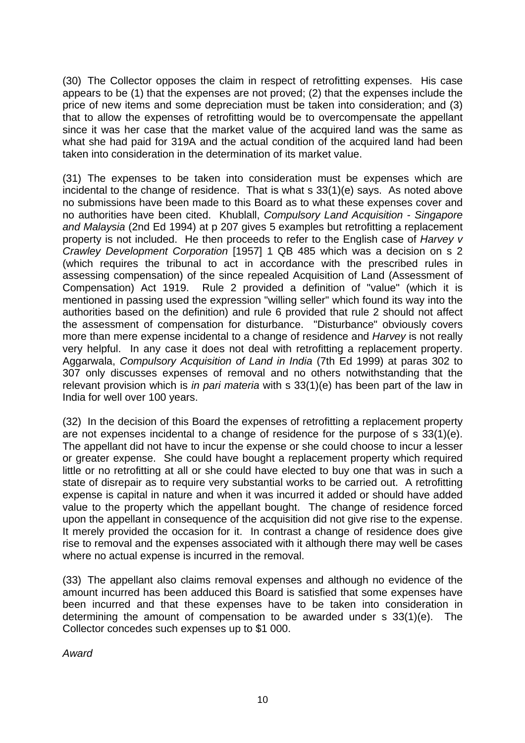(30) The Collector opposes the claim in respect of retrofitting expenses. His case appears to be (1) that the expenses are not proved; (2) that the expenses include the price of new items and some depreciation must be taken into consideration; and (3) that to allow the expenses of retrofitting would be to overcompensate the appellant since it was her case that the market value of the acquired land was the same as what she had paid for 319A and the actual condition of the acquired land had been taken into consideration in the determination of its market value.

(31) The expenses to be taken into consideration must be expenses which are incidental to the change of residence. That is what s 33(1)(e) says. As noted above no submissions have been made to this Board as to what these expenses cover and no authorities have been cited. Khublall, *Compulsory Land Acquisition - Singapore and Malaysia* (2nd Ed 1994) at p 207 gives 5 examples but retrofitting a replacement property is not included. He then proceeds to refer to the English case of *Harvey v Crawley Development Corporation* [1957] 1 QB 485 which was a decision on s 2 (which requires the tribunal to act in accordance with the prescribed rules in assessing compensation) of the since repealed Acquisition of Land (Assessment of Compensation) Act 1919. Rule 2 provided a definition of "value" (which it is mentioned in passing used the expression "willing seller" which found its way into the authorities based on the definition) and rule 6 provided that rule 2 should not affect the assessment of compensation for disturbance. "Disturbance" obviously covers more than mere expense incidental to a change of residence and *Harvey* is not really very helpful. In any case it does not deal with retrofitting a replacement property. Aggarwala, *Compulsory Acquisition of Land in India* (7th Ed 1999) at paras 302 to 307 only discusses expenses of removal and no others notwithstanding that the relevant provision which is *in pari materia* with s 33(1)(e) has been part of the law in India for well over 100 years.

(32) In the decision of this Board the expenses of retrofitting a replacement property are not expenses incidental to a change of residence for the purpose of s 33(1)(e). The appellant did not have to incur the expense or she could choose to incur a lesser or greater expense. She could have bought a replacement property which required little or no retrofitting at all or she could have elected to buy one that was in such a state of disrepair as to require very substantial works to be carried out. A retrofitting expense is capital in nature and when it was incurred it added or should have added value to the property which the appellant bought. The change of residence forced upon the appellant in consequence of the acquisition did not give rise to the expense. It merely provided the occasion for it. In contrast a change of residence does give rise to removal and the expenses associated with it although there may well be cases where no actual expense is incurred in the removal.

(33) The appellant also claims removal expenses and although no evidence of the amount incurred has been adduced this Board is satisfied that some expenses have been incurred and that these expenses have to be taken into consideration in determining the amount of compensation to be awarded under s 33(1)(e). The Collector concedes such expenses up to $1 000.

*Award*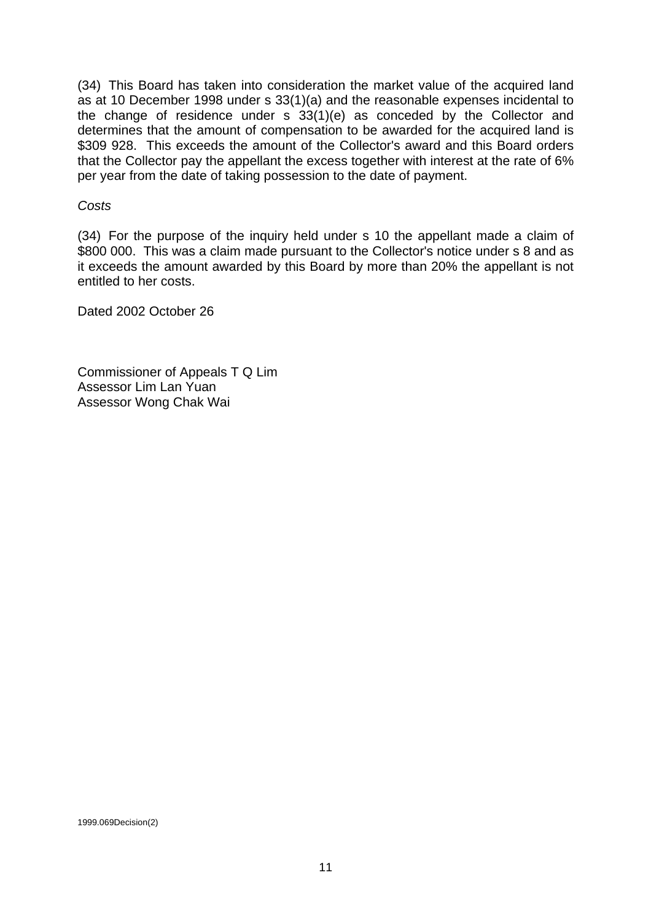(34) This Board has taken into consideration the market value of the acquired land as at 10 December 1998 under s 33(1)(a) and the reasonable expenses incidental to the change of residence under s 33(1)(e) as conceded by the Collector and determines that the amount of compensation to be awarded for the acquired land is $309 928. This exceeds the amount of the Collector's award and this Board orders that the Collector pay the appellant the excess together with interest at the rate of 6% per year from the date of taking possession to the date of payment.

*Costs*

(34) For the purpose of the inquiry held under s 10 the appellant made a claim of $800 000. This was a claim made pursuant to the Collector's notice under s 8 and as it exceeds the amount awarded by this Board by more than 20% the appellant is not entitled to her costs.

Dated 2002 October 26

Commissioner of Appeals T Q Lim
Assessor Lim Lan Yuan
Assessor Wong Chak Wai

1999.069Decision(2)